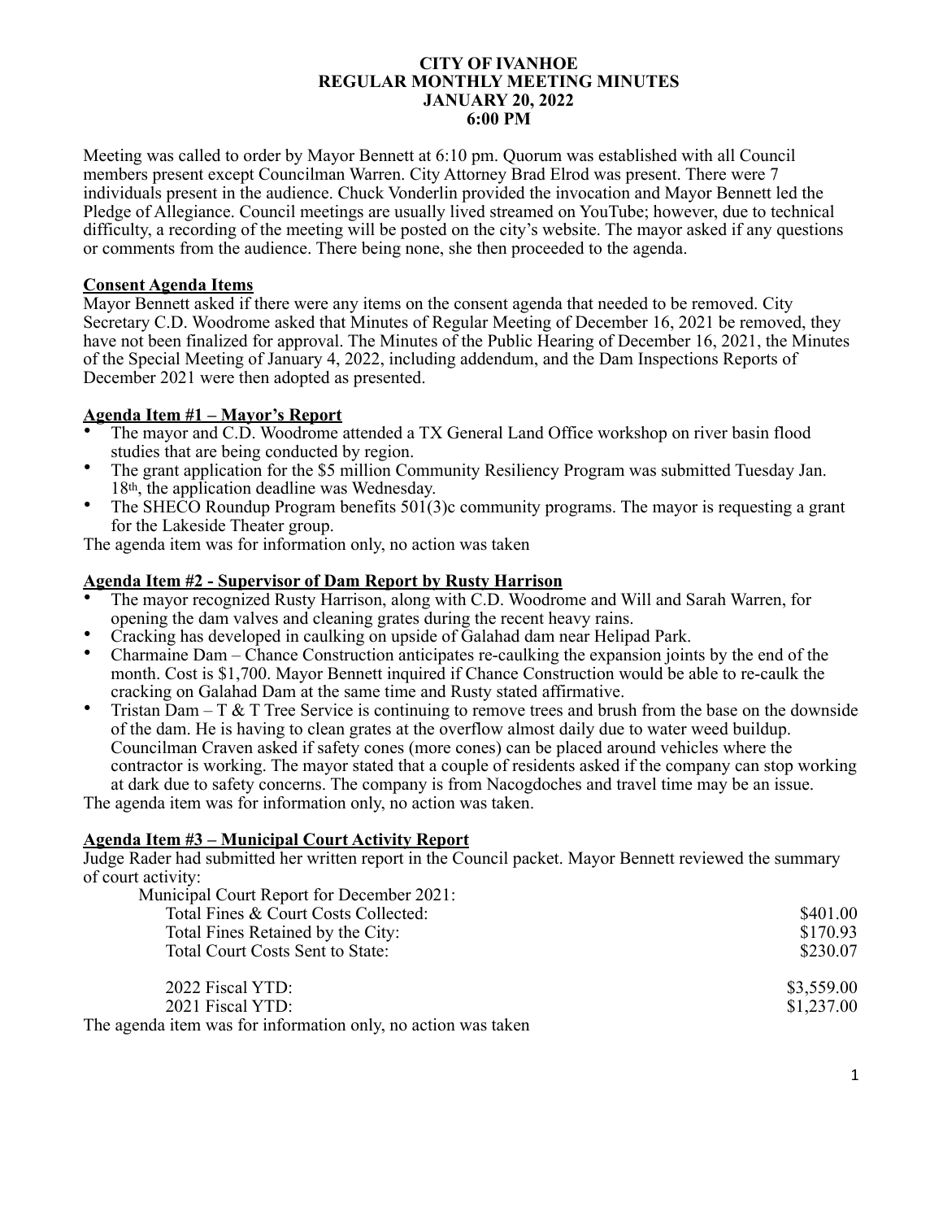**CITY OF IVANHOE**
**REGULAR MONTHLY MEETING MINUTES**
**JANUARY 20, 2022**
**6:00 PM**

Meeting was called to order by Mayor Bennett at 6:10 pm. Quorum was established with all Council members present except Councilman Warren. City Attorney Brad Elrod was present. There were 7 individuals present in the audience. Chuck Vonderlin provided the invocation and Mayor Bennett led the Pledge of Allegiance. Council meetings are usually lived streamed on YouTube; however, due to technical difficulty, a recording of the meeting will be posted on the city's website. The mayor asked if any questions or comments from the audience. There being none, she then proceeded to the agenda.

**Consent Agenda Items**

Mayor Bennett asked if there were any items on the consent agenda that needed to be removed. City Secretary C.D. Woodrome asked that Minutes of Regular Meeting of December 16, 2021 be removed, they have not been finalized for approval. The Minutes of the Public Hearing of December 16, 2021, the Minutes of the Special Meeting of January 4, 2022, including addendum, and the Dam Inspections Reports of December 2021 were then adopted as presented.

**Agenda Item #1 – Mayor's Report**

- The mayor and C.D. Woodrome attended a TX General Land Office workshop on river basin flood studies that are being conducted by region.
- The grant application for the $5 million Community Resiliency Program was submitted Tuesday Jan. 18th, the application deadline was Wednesday.
- The SHECO Roundup Program benefits 501(3)c community programs. The mayor is requesting a grant for the Lakeside Theater group.

The agenda item was for information only, no action was taken

**Agenda Item #2 - Supervisor of Dam Report by Rusty Harrison**

- The mayor recognized Rusty Harrison, along with C.D. Woodrome and Will and Sarah Warren, for opening the dam valves and cleaning grates during the recent heavy rains.
- Cracking has developed in caulking on upside of Galahad dam near Helipad Park.
- Charmaine Dam – Chance Construction anticipates re-caulking the expansion joints by the end of the month. Cost is $1,700. Mayor Bennett inquired if Chance Construction would be able to re-caulk the cracking on Galahad Dam at the same time and Rusty stated affirmative.
- Tristan Dam – T & T Tree Service is continuing to remove trees and brush from the base on the downside of the dam. He is having to clean grates at the overflow almost daily due to water weed buildup. Councilman Craven asked if safety cones (more cones) can be placed around vehicles where the contractor is working. The mayor stated that a couple of residents asked if the company can stop working at dark due to safety concerns. The company is from Nacogdoches and travel time may be an issue.

The agenda item was for information only, no action was taken.

**Agenda Item #3 – Municipal Court Activity Report**

Judge Rader had submitted her written report in the Council packet. Mayor Bennett reviewed the summary of court activity:

| Municipal Court Report for December 2021: | |
|---|---|
| Total Fines & Court Costs Collected: | $401.00 |
| Total Fines Retained by the City: | $170.93 |
| Total Court Costs Sent to State: | $230.07 |
| 2022 Fiscal YTD: | $3,559.00 |
| 2021 Fiscal YTD: | $1,237.00 |

The agenda item was for information only, no action was taken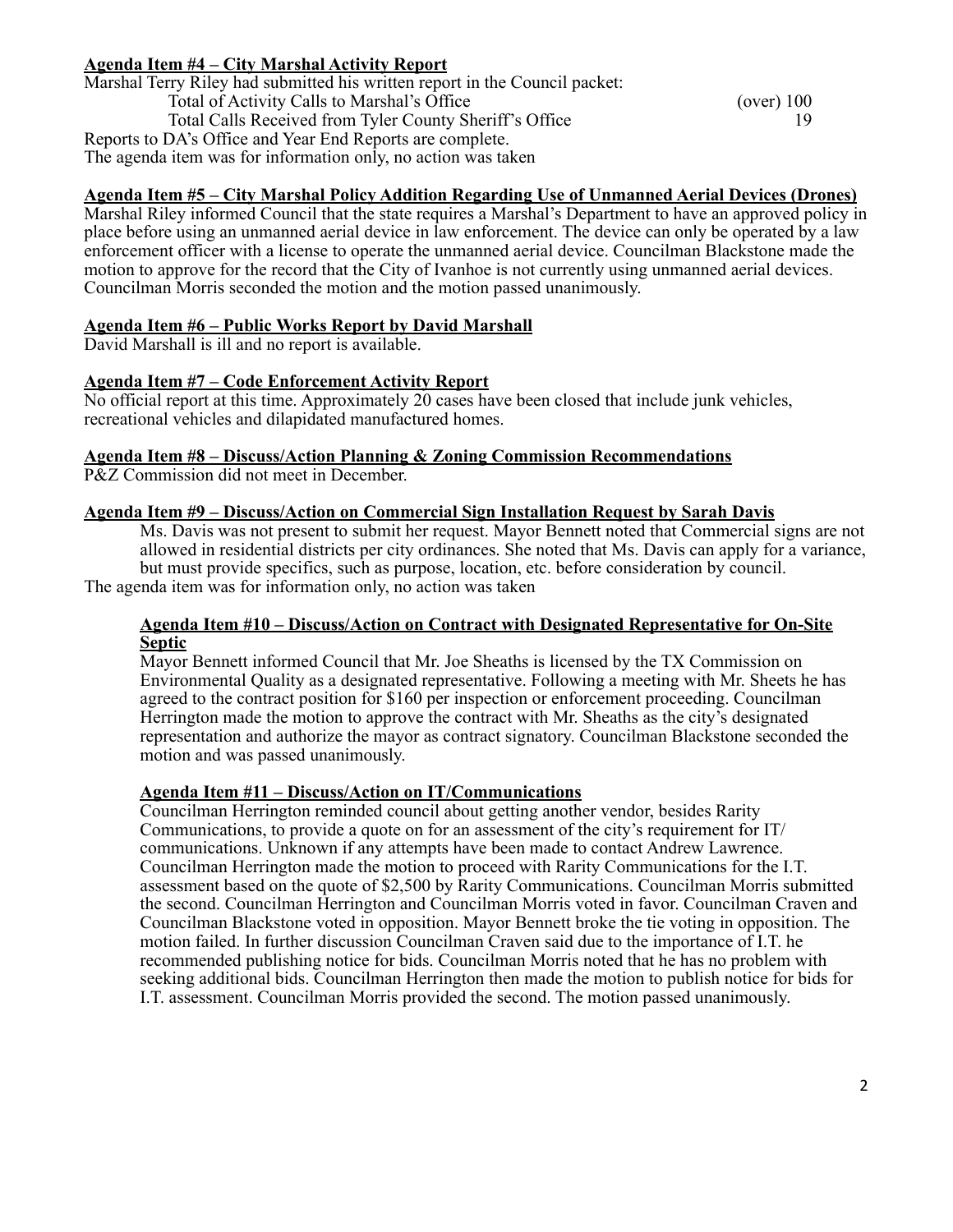**Agenda Item #4 – City Marshal Activity Report**

Marshal Terry Riley had submitted his written report in the Council packet:

| | |
|---|---|
| Total of Activity Calls to Marshal's Office | (over) 100 |
| Total Calls Received from Tyler County Sheriff's Office | 19 |

Reports to DA's Office and Year End Reports are complete.
The agenda item was for information only, no action was taken

**Agenda Item #5 – City Marshal Policy Addition Regarding Use of Unmanned Aerial Devices (Drones)**

Marshal Riley informed Council that the state requires a Marshal's Department to have an approved policy in place before using an unmanned aerial device in law enforcement. The device can only be operated by a law enforcement officer with a license to operate the unmanned aerial device. Councilman Blackstone made the motion to approve for the record that the City of Ivanhoe is not currently using unmanned aerial devices. Councilman Morris seconded the motion and the motion passed unanimously.

**Agenda Item #6 – Public Works Report by David Marshall**

David Marshall is ill and no report is available.

**Agenda Item #7 – Code Enforcement Activity Report**

No official report at this time. Approximately 20 cases have been closed that include junk vehicles, recreational vehicles and dilapidated manufactured homes.

**Agenda Item #8 – Discuss/Action Planning & Zoning Commission Recommendations**

P&Z Commission did not meet in December.

**Agenda Item #9 – Discuss/Action on Commercial Sign Installation Request by Sarah Davis**

Ms. Davis was not present to submit her request. Mayor Bennett noted that Commercial signs are not allowed in residential districts per city ordinances. She noted that Ms. Davis can apply for a variance, but must provide specifics, such as purpose, location, etc. before consideration by council.

The agenda item was for information only, no action was taken

**Agenda Item #10 – Discuss/Action on Contract with Designated Representative for On-Site Septic**

Mayor Bennett informed Council that Mr. Joe Sheaths is licensed by the TX Commission on Environmental Quality as a designated representative. Following a meeting with Mr. Sheets he has agreed to the contract position for $160 per inspection or enforcement proceeding. Councilman Herrington made the motion to approve the contract with Mr. Sheaths as the city's designated representation and authorize the mayor as contract signatory. Councilman Blackstone seconded the motion and was passed unanimously.

**Agenda Item #11 – Discuss/Action on IT/Communications**

Councilman Herrington reminded council about getting another vendor, besides Rarity Communications, to provide a quote on for an assessment of the city's requirement for IT/ communications. Unknown if any attempts have been made to contact Andrew Lawrence. Councilman Herrington made the motion to proceed with Rarity Communications for the I.T. assessment based on the quote of $2,500 by Rarity Communications. Councilman Morris submitted the second. Councilman Herrington and Councilman Morris voted in favor. Councilman Craven and Councilman Blackstone voted in opposition. Mayor Bennett broke the tie voting in opposition. The motion failed. In further discussion Councilman Craven said due to the importance of I.T. he recommended publishing notice for bids. Councilman Morris noted that he has no problem with seeking additional bids. Councilman Herrington then made the motion to publish notice for bids for I.T. assessment. Councilman Morris provided the second. The motion passed unanimously.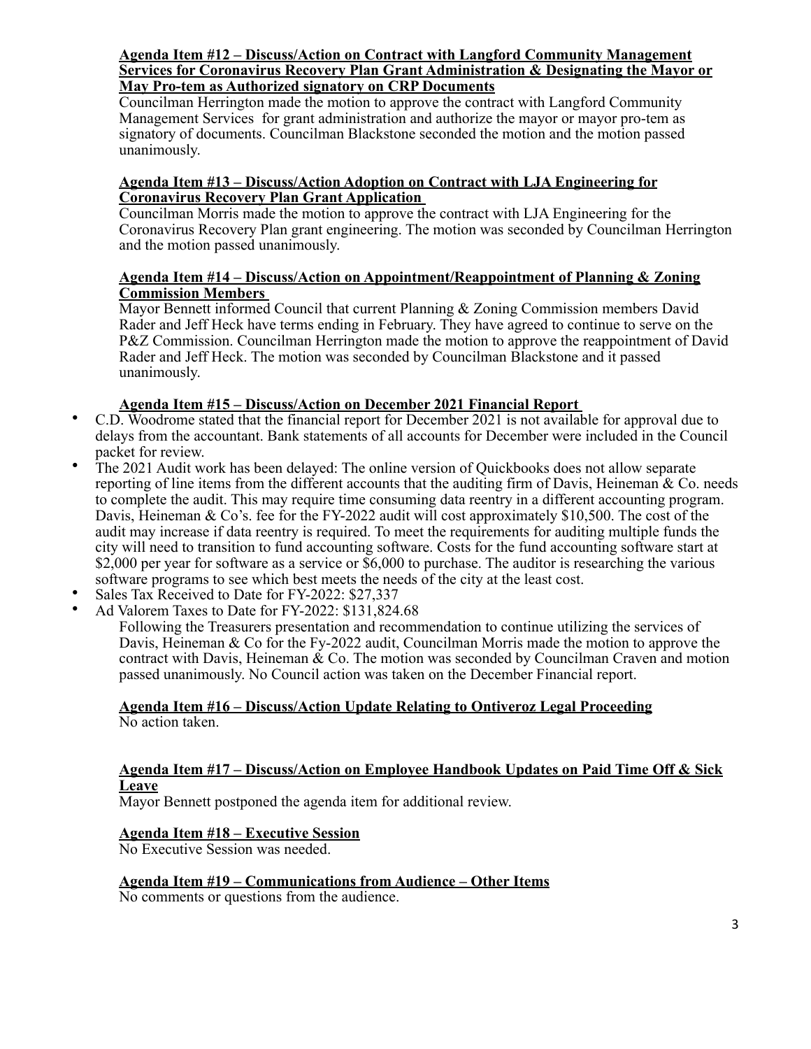**Agenda Item #12 – Discuss/Action on Contract with Langford Community Management Services for Coronavirus Recovery Plan Grant Administration & Designating the Mayor or May Pro-tem as Authorized signatory on CRP Documents**

Councilman Herrington made the motion to approve the contract with Langford Community Management Services for grant administration and authorize the mayor or mayor pro-tem as signatory of documents. Councilman Blackstone seconded the motion and the motion passed unanimously.

**Agenda Item #13 – Discuss/Action Adoption on Contract with LJA Engineering for Coronavirus Recovery Plan Grant Application**

Councilman Morris made the motion to approve the contract with LJA Engineering for the Coronavirus Recovery Plan grant engineering. The motion was seconded by Councilman Herrington and the motion passed unanimously.

**Agenda Item #14 – Discuss/Action on Appointment/Reappointment of Planning & Zoning Commission Members**

Mayor Bennett informed Council that current Planning & Zoning Commission members David Rader and Jeff Heck have terms ending in February. They have agreed to continue to serve on the P&Z Commission. Councilman Herrington made the motion to approve the reappointment of David Rader and Jeff Heck. The motion was seconded by Councilman Blackstone and it passed unanimously.

**Agenda Item #15 – Discuss/Action on December 2021 Financial Report**

- C.D. Woodrome stated that the financial report for December 2021 is not available for approval due to delays from the accountant. Bank statements of all accounts for December were included in the Council packet for review.
- The 2021 Audit work has been delayed: The online version of Quickbooks does not allow separate reporting of line items from the different accounts that the auditing firm of Davis, Heineman & Co. needs to complete the audit. This may require time consuming data reentry in a different accounting program. Davis, Heineman & Co's. fee for the FY-2022 audit will cost approximately $10,500. The cost of the audit may increase if data reentry is required. To meet the requirements for auditing multiple funds the city will need to transition to fund accounting software. Costs for the fund accounting software start at $2,000 per year for software as a service or $6,000 to purchase. The auditor is researching the various software programs to see which best meets the needs of the city at the least cost.
- Sales Tax Received to Date for FY-2022: $27,337
- Ad Valorem Taxes to Date for FY-2022: $131,824.68

Following the Treasurers presentation and recommendation to continue utilizing the services of Davis, Heineman & Co for the Fy-2022 audit, Councilman Morris made the motion to approve the contract with Davis, Heineman & Co. The motion was seconded by Councilman Craven and motion passed unanimously. No Council action was taken on the December Financial report.

**Agenda Item #16 – Discuss/Action Update Relating to Ontiveroz Legal Proceeding**

No action taken.

**Agenda Item #17 – Discuss/Action on Employee Handbook Updates on Paid Time Off & Sick Leave**

Mayor Bennett postponed the agenda item for additional review.

**Agenda Item #18 – Executive Session**

No Executive Session was needed.

**Agenda Item #19 – Communications from Audience – Other Items**

No comments or questions from the audience.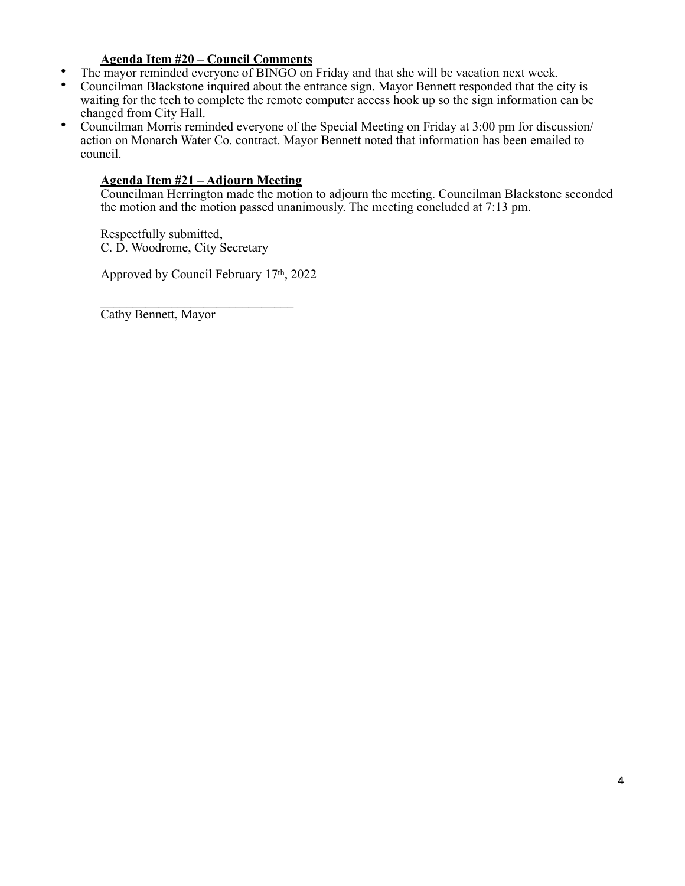**Agenda Item #20 – Council Comments**

- The mayor reminded everyone of BINGO on Friday and that she will be vacation next week.
- Councilman Blackstone inquired about the entrance sign. Mayor Bennett responded that the city is waiting for the tech to complete the remote computer access hook up so the sign information can be changed from City Hall.
- Councilman Morris reminded everyone of the Special Meeting on Friday at 3:00 pm for discussion/ action on Monarch Water Co. contract. Mayor Bennett noted that information has been emailed to council.

**Agenda Item #21 – Adjourn Meeting**

Councilman Herrington made the motion to adjourn the meeting. Councilman Blackstone seconded the motion and the motion passed unanimously. The meeting concluded at 7:13 pm.

Respectfully submitted,
C. D. Woodrome, City Secretary

Approved by Council February 17th, 2022

_______________________________
Cathy Bennett, Mayor